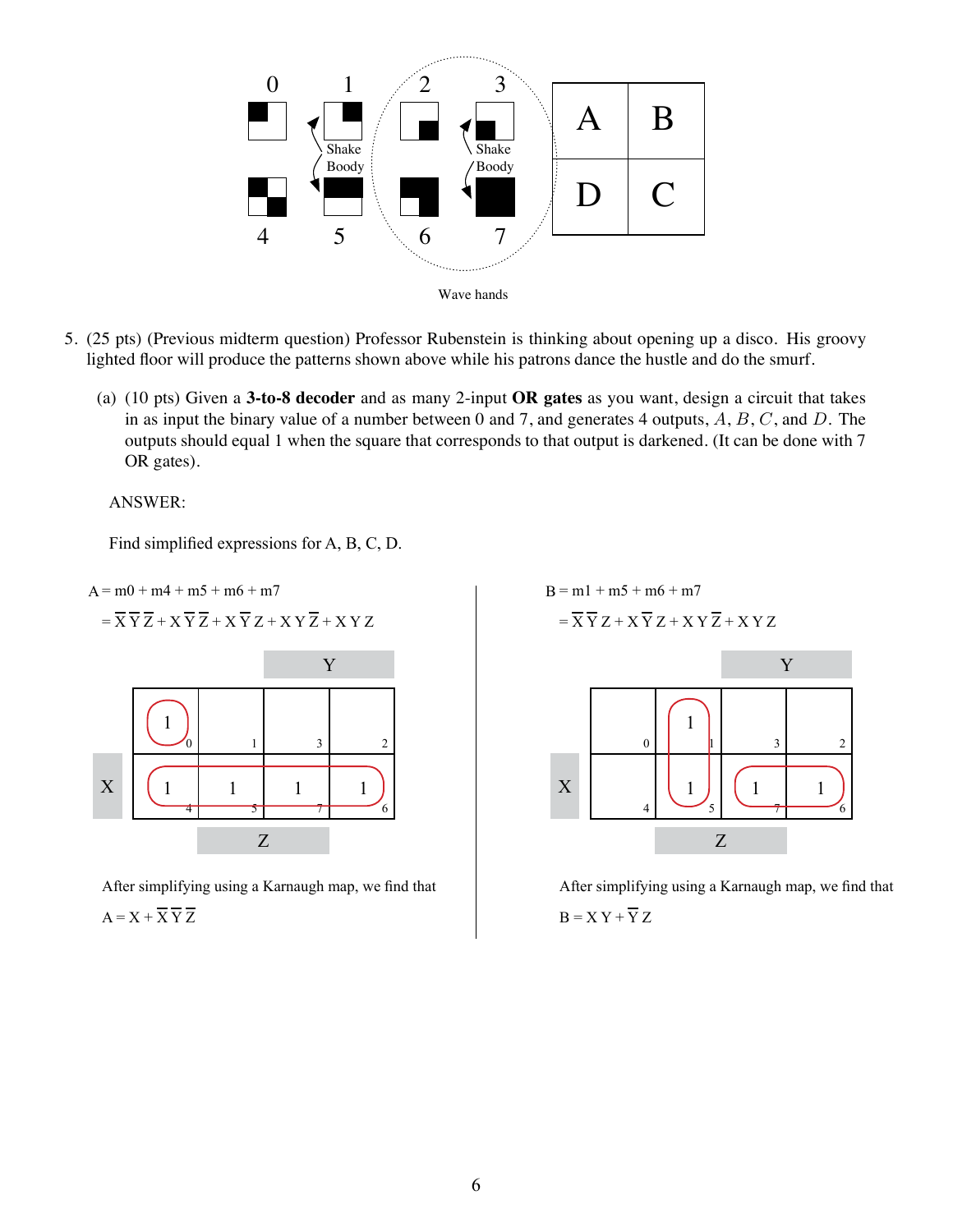0 1 2 3

Shake Boody — Shake Boody

4 5 6 7

Wave hands

| A | B |
|---|---|
| D | C |

5. (25 pts) (Previous midterm question) Professor Rubenstein is thinking about opening up a disco. His groovy lighted floor will produce the patterns shown above while his patrons dance the hustle and do the smurf.

   (a) (10 pts) Given a **3-to-8 decoder** and as many 2-input **OR gates** as you want, design a circuit that takes in as input the binary value of a number between 0 and 7, and generates 4 outputs, $A$, $B$, $C$, and $D$. The outputs should equal 1 when the square that corresponds to that output is darkened. (It can be done with 7 OR gates).

ANSWER:

Find simplified expressions for A, B, C, D.

$A = m0 + m4 + m5 + m6 + m7$

$= \overline{X}\,\overline{Y}\,\overline{Z} + X\,\overline{Y}\,\overline{Z} + X\,\overline{Y}\,Z + X\,Y\,\overline{Z} + X\,Y\,Z$

|   | $\overline{Y}\,\overline{Z}$ | $\overline{Y}Z$ | $YZ$ | $Y\overline{Z}$ |
|---|---|---|---|---|
| $\overline{X}$ | 1 (0) | (1) | (3) | (2) |
| $X$ | 1 (4) | 1 (5) | 1 (7) | 1 (6) |

After simplifying using a Karnaugh map, we find that

$A = X + \overline{X}\,\overline{Y}\,\overline{Z}$

$B = m1 + m5 + m6 + m7$

$= \overline{X}\,\overline{Y}\,Z + X\,\overline{Y}\,Z + X\,Y\,\overline{Z} + X\,Y\,Z$

|   | $\overline{Y}\,\overline{Z}$ | $\overline{Y}Z$ | $YZ$ | $Y\overline{Z}$ |
|---|---|---|---|---|
| $\overline{X}$ | (0) | 1 (1) | (3) | (2) |
| $X$ | (4) | 1 (5) | 1 (7) | 1 (6) |

After simplifying using a Karnaugh map, we find that

$B = X\,Y + \overline{Y}\,Z$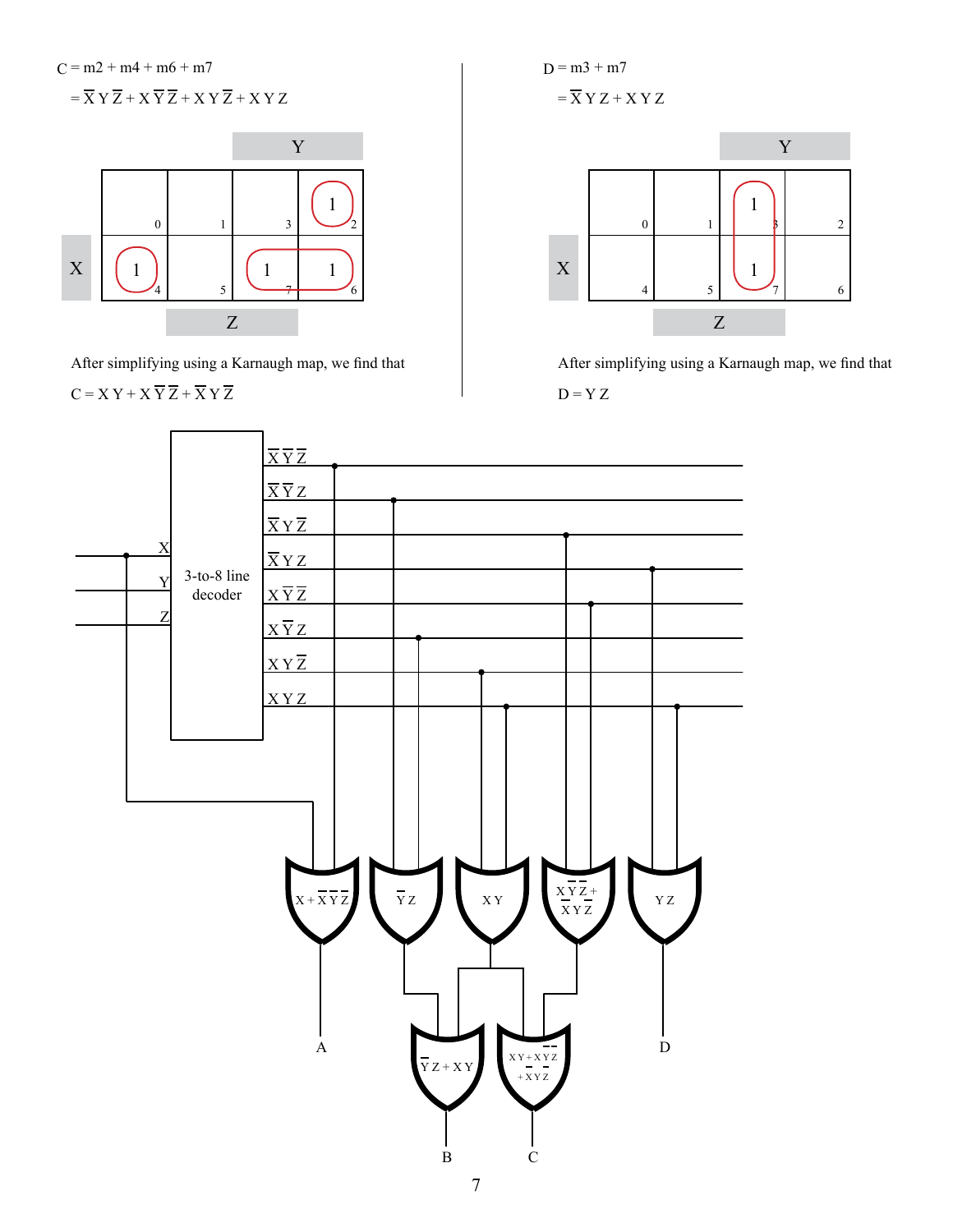$C = m2 + m4 + m6 + m7$

$= \overline{X}\,Y\,\overline{Z} + X\,\overline{Y}\,\overline{Z} + X\,Y\,\overline{Z} + X\,Y\,Z$

| | | Y | |
|---|---|---|---|
| 0 | 1 | 3 | 1 (2) |
| 1 (4) | 5 | 1 (7) | 1 (6) |
| | Z | | |

(Row 2 labeled X)

After simplifying using a Karnaugh map, we find that

$C = X\,Y + X\,\overline{Y}\,\overline{Z} + \overline{X}\,Y\,\overline{Z}$

$D = m3 + m7$

$= \overline{X}\,Y\,Z + X\,Y\,Z$

| | | Y | |
|---|---|---|---|
| 0 | 1 | 1 (3) | 2 |
| 4 | 5 | 1 (7) | 6 |
| | Z | | |

(Row 2 labeled X)

After simplifying using a Karnaugh map, we find that

$D = Y\,Z$

3-to-8 line decoder

Inputs: X, Y, Z

Outputs: $\overline{X}\,\overline{Y}\,\overline{Z}$, $\overline{X}\,\overline{Y}\,Z$, $\overline{X}\,Y\,\overline{Z}$, $\overline{X}\,Y\,Z$, $X\,\overline{Y}\,\overline{Z}$, $X\,\overline{Y}\,Z$, $X\,Y\,\overline{Z}$, $X\,Y\,Z$

Gates: $X + \overline{X}\,\overline{Y}\,\overline{Z}$ → A; $\overline{Y}\,Z$; $X\,Y$; $X\,\overline{Y}\,\overline{Z} + \overline{X}\,Y\,\overline{Z}$; $Y\,Z$ → D

$\overline{Y}\,Z + X\,Y$ → B

$X\,Y + X\,\overline{Y}\,\overline{Z} + \overline{X}\,Y\,\overline{Z}$ → C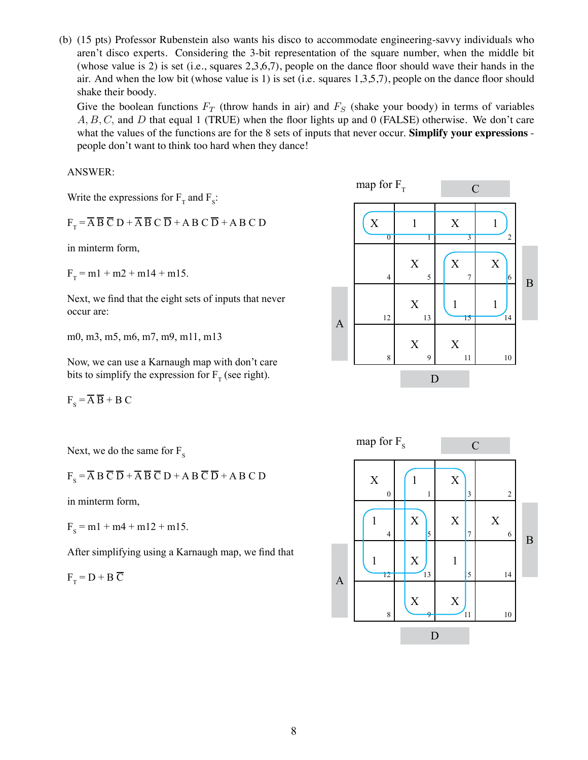(b) (15 pts) Professor Rubenstein also wants his disco to accommodate engineering-savvy individuals who aren't disco experts. Considering the 3-bit representation of the square number, when the middle bit (whose value is 2) is set (i.e., squares 2,3,6,7), people on the dance floor should wave their hands in the air. And when the low bit (whose value is 1) is set (i.e. squares 1,3,5,7), people on the dance floor should shake their boody.

Give the boolean functions $F_T$ (throw hands in air) and $F_S$ (shake your boody) in terms of variables $A, B, C,$ and $D$ that equal 1 (TRUE) when the floor lights up and 0 (FALSE) otherwise. We don't care what the values of the functions are for the 8 sets of inputs that never occur. **Simplify your expressions** - people don't want to think too hard when they dance!

ANSWER:

Write the expressions for $F_T$ and $F_S$:

$F_T = \overline{A}\,\overline{B}\,\overline{C}\,D + \overline{A}\,\overline{B}\,C\,\overline{D} + A\,B\,C\,\overline{D} + A\,B\,C\,D$

in minterm form,

$F_T = m1 + m2 + m14 + m15.$

Next, we find that the eight sets of inputs that never occur are:

m0, m3, m5, m6, m7, m9, m11, m13

Now, we can use a Karnaugh map with don't care bits to simplify the expression for $F_T$ (see right).

$F_S = \overline{A}\,\overline{B} + B\,C$

map for $F_T$

| | | | | |
|---|---|---|---|---|
| | | **D** (cols 1,3) | **C** (cols 3,2) | |
| | X (0) | 1 (1) | X (3) | 1 (2) |
| **B** | (4) | X (5) | X (7) | X (6) |
| **A**, **B** | (12) | X (13) | 1 (15) | 1 (14) |
| **A** | (8) | X (9) | X (11) | (10) |

Next, we do the same for $F_S$

$F_S = \overline{A}\,B\,\overline{C}\,\overline{D} + \overline{A}\,\overline{B}\,\overline{C}\,D + A\,B\,\overline{C}\,\overline{D} + A\,B\,C\,D$

in minterm form,

$F_S = m1 + m4 + m12 + m15.$

After simplifying using a Karnaugh map, we find that

$F_T = D + B\,\overline{C}$

map for $F_S$

| | | | | |
|---|---|---|---|---|
| | | **D** (cols 1,3) | **C** (cols 3,2) | |
| | X (0) | 1 (1) | X (3) | (2) |
| **B** | 1 (4) | X (5) | X (7) | X (6) |
| **A**, **B** | 1 (12) | X (13) | 1 (15) | (14) |
| **A** | (8) | X (9) | X (11) | (10) |